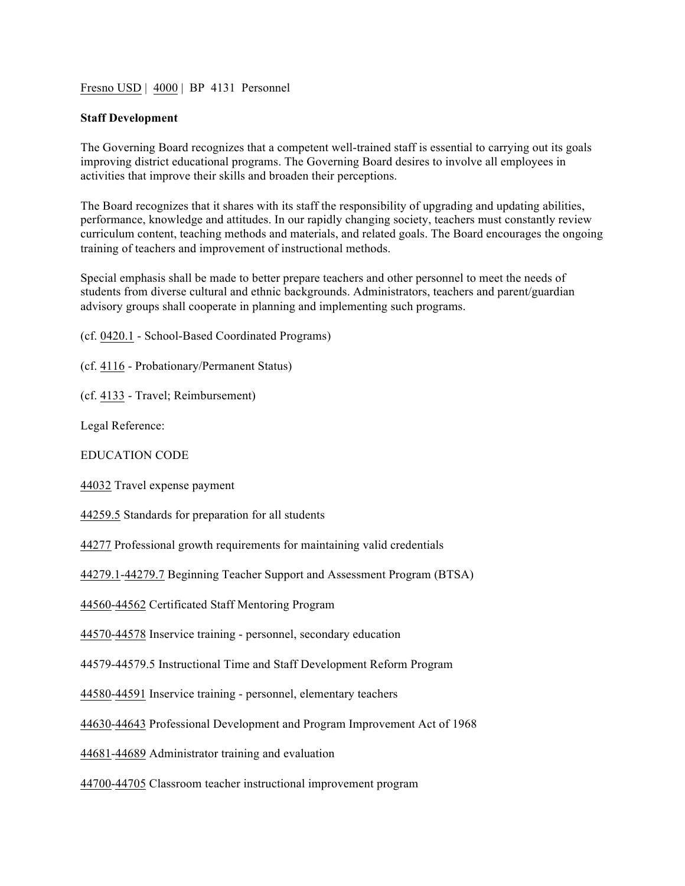Fresno USD | 4000 | BP 4131 Personnel

**Staff Development**

The Governing Board recognizes that a competent well-trained staff is essential to carrying out its goals improving district educational programs. The Governing Board desires to involve all employees in activities that improve their skills and broaden their perceptions.

The Board recognizes that it shares with its staff the responsibility of upgrading and updating abilities, performance, knowledge and attitudes. In our rapidly changing society, teachers must constantly review curriculum content, teaching methods and materials, and related goals. The Board encourages the ongoing training of teachers and improvement of instructional methods.

Special emphasis shall be made to better prepare teachers and other personnel to meet the needs of students from diverse cultural and ethnic backgrounds. Administrators, teachers and parent/guardian advisory groups shall cooperate in planning and implementing such programs.

(cf. 0420.1 - School-Based Coordinated Programs)

(cf. 4116 - Probationary/Permanent Status)

(cf. 4133 - Travel; Reimbursement)

Legal Reference:

EDUCATION CODE

44032 Travel expense payment

44259.5 Standards for preparation for all students

44277 Professional growth requirements for maintaining valid credentials

44279.1-44279.7 Beginning Teacher Support and Assessment Program (BTSA)

44560-44562 Certificated Staff Mentoring Program

44570-44578 Inservice training - personnel, secondary education

44579-44579.5 Instructional Time and Staff Development Reform Program

44580-44591 Inservice training - personnel, elementary teachers

44630-44643 Professional Development and Program Improvement Act of 1968

44681-44689 Administrator training and evaluation

44700-44705 Classroom teacher instructional improvement program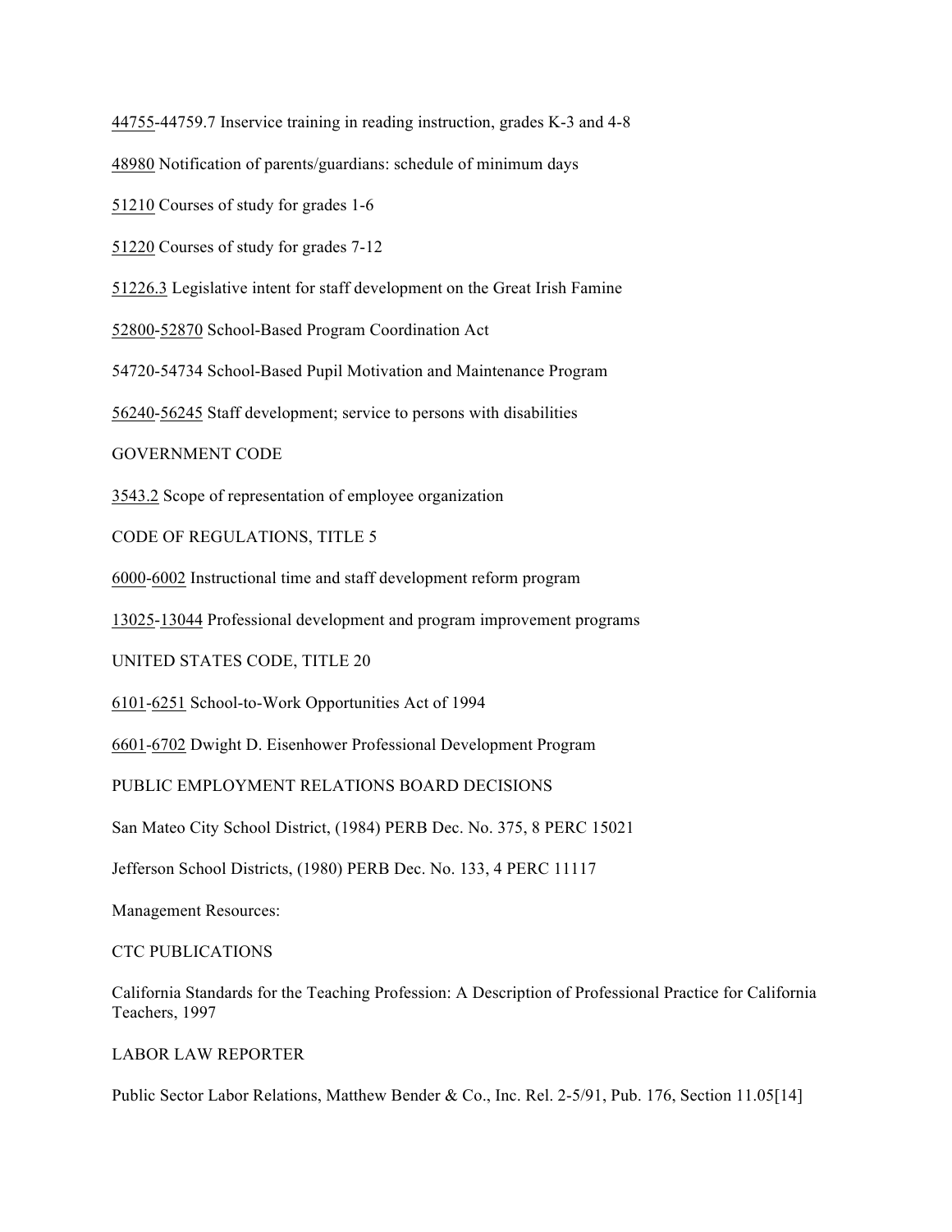44755-44759.7 Inservice training in reading instruction, grades K-3 and 4-8

48980 Notification of parents/guardians: schedule of minimum days

51210 Courses of study for grades 1-6

51220 Courses of study for grades 7-12

51226.3 Legislative intent for staff development on the Great Irish Famine

52800-52870 School-Based Program Coordination Act

54720-54734 School-Based Pupil Motivation and Maintenance Program

56240-56245 Staff development; service to persons with disabilities

GOVERNMENT CODE

3543.2 Scope of representation of employee organization

CODE OF REGULATIONS, TITLE 5

6000-6002 Instructional time and staff development reform program

13025-13044 Professional development and program improvement programs

UNITED STATES CODE, TITLE 20

6101-6251 School-to-Work Opportunities Act of 1994

6601-6702 Dwight D. Eisenhower Professional Development Program

PUBLIC EMPLOYMENT RELATIONS BOARD DECISIONS

San Mateo City School District, (1984) PERB Dec. No. 375, 8 PERC 15021

Jefferson School Districts, (1980) PERB Dec. No. 133, 4 PERC 11117

Management Resources:

CTC PUBLICATIONS

California Standards for the Teaching Profession: A Description of Professional Practice for California Teachers, 1997

LABOR LAW REPORTER

Public Sector Labor Relations, Matthew Bender & Co., Inc. Rel. 2-5/91, Pub. 176, Section 11.05[14]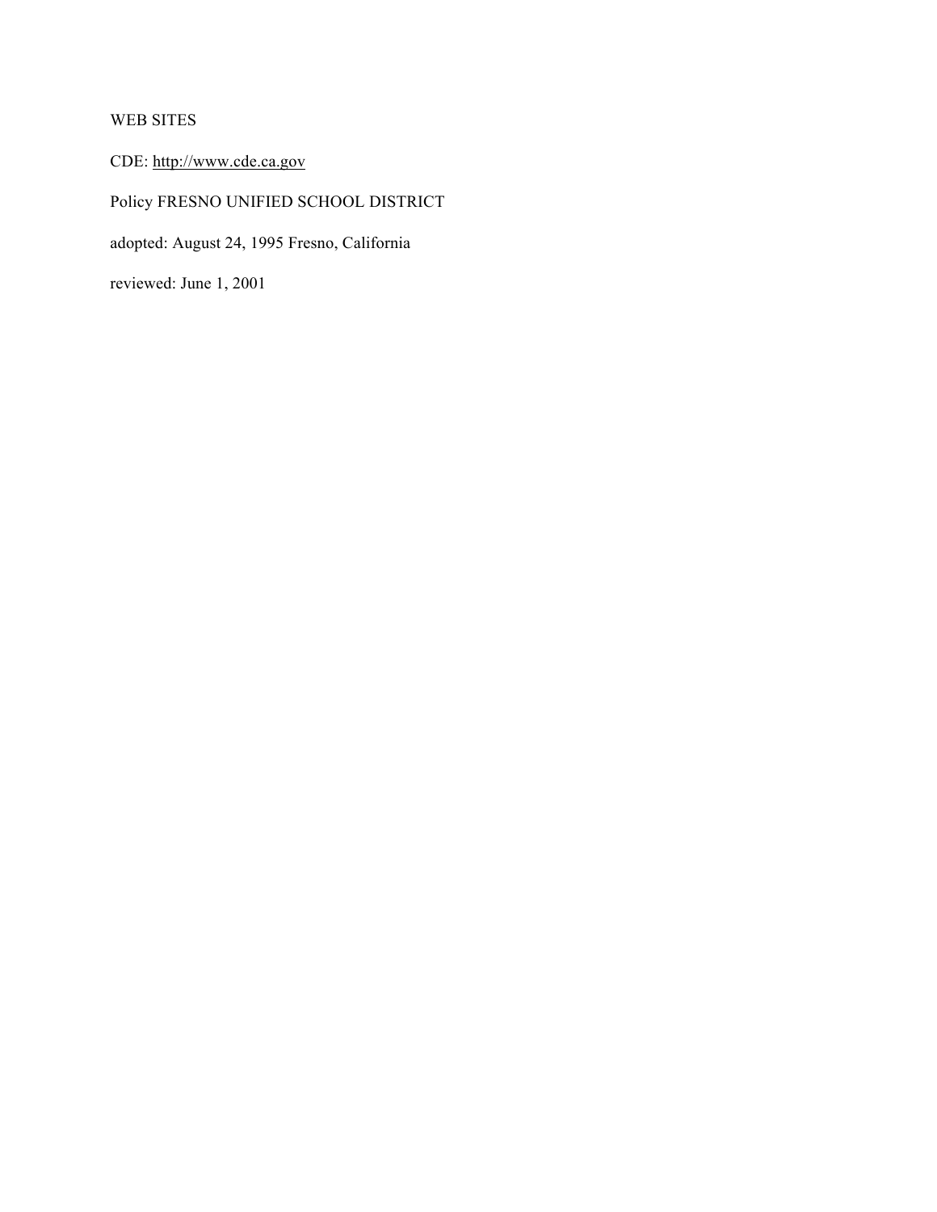WEB SITES

CDE: http://www.cde.ca.gov

Policy FRESNO UNIFIED SCHOOL DISTRICT

adopted: August 24, 1995 Fresno, California

reviewed: June 1, 2001